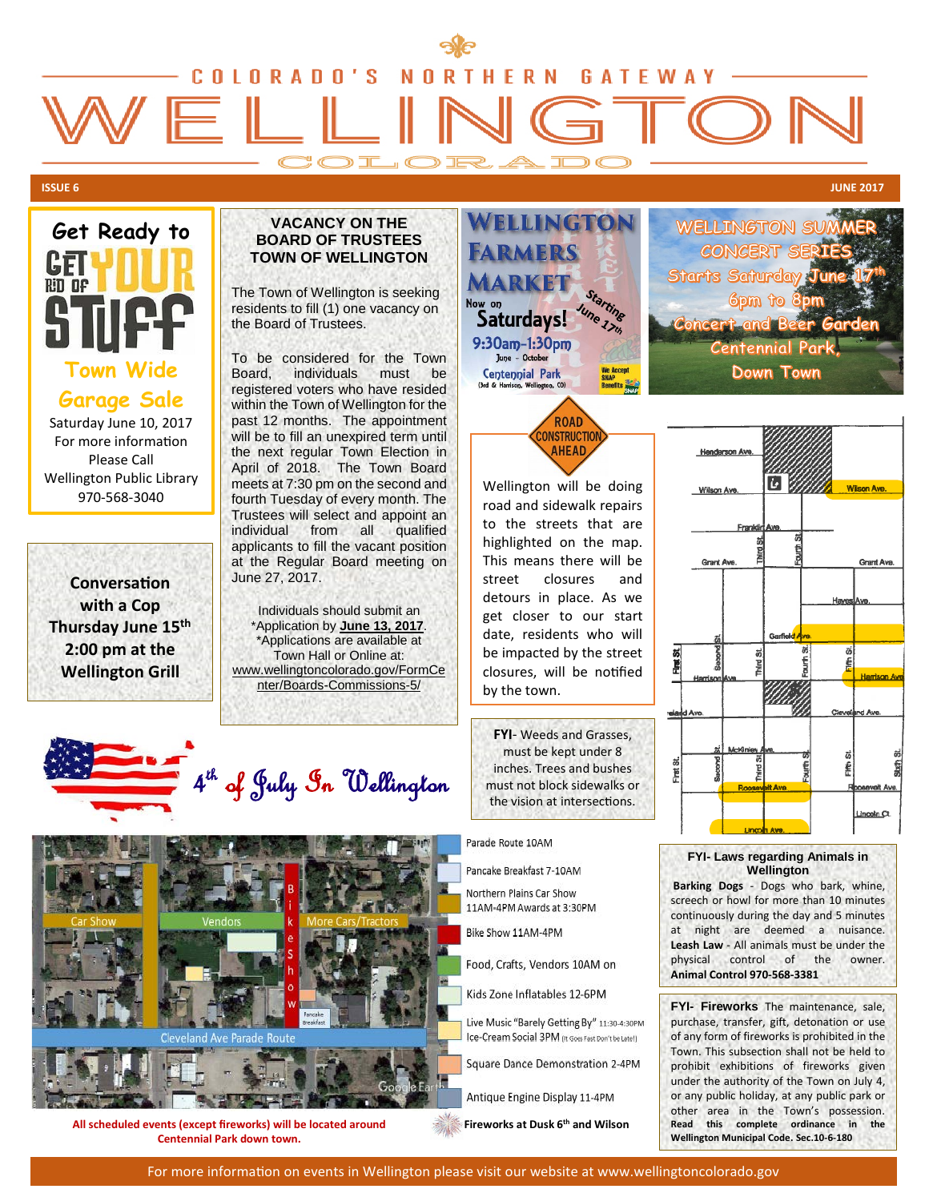# COLORADO'S NORTHERN GATEWAY WELLINGTON COLORADO

**ISSUE 6** **JUNE 2017**

## Get Ready to GET RID OF YOUR STUFF

**Town Wide Garage Sale**

Saturday June 10, 2017
For more information
Please Call
Wellington Public Library
970-568-3040

## VACANCY ON THE BOARD OF TRUSTEES TOWN OF WELLINGTON

The Town of Wellington is seeking residents to fill (1) one vacancy on the Board of Trustees.

To be considered for the Town Board, individuals must be registered voters who have resided within the Town of Wellington for the past 12 months. The appointment will be to fill an unexpired term until the next regular Town Election in April of 2018. The Town Board meets at 7:30 pm on the second and fourth Tuesday of every month. The Trustees will select and appoint an individual from all qualified applicants to fill the vacant position at the Regular Board meeting on June 27, 2017.

Individuals should submit an *Application by **June 13, 2017**.
*Applications are available at Town Hall or Online at:
www.wellingtoncolorado.gov/FormCenter/Boards-Commissions-5/

## WELLINGTON FARMERS MARKET

Now on Saturdays! Starting June 17th
9:30am-1:30pm
June - October
Centennial Park
(3rd & Harrison, Wellington, CO)
We Accept SNAP Benefits

## WELLINGTON SUMMER CONCERT SERIES

Starts Saturday June 17th
6pm to 8pm
Concert and Beer Garden
Centennial Park, Down Town

**Conversation with a Cop**
**Thursday June 15th**
**2:00 pm at the Wellington Grill**

## ROAD CONSTRUCTION AHEAD

Wellington will be doing road and sidewalk repairs to the streets that are highlighted on the map. This means there will be street closures and detours in place. As we get closer to our start date, residents who will be impacted by the street closures, will be notified by the town.

**FYI**- Weeds and Grasses, must be kept under 8 inches. Trees and bushes must not block sidewalks or the vision at intersections.

## 4th of July In Wellington

- Parade Route 10AM
- Pancake Breakfast 7-10AM
- Northern Plains Car Show 11AM-4PM Awards at 3:30PM
- Bike Show 11AM-4PM
- Food, Crafts, Vendors 10AM on
- Kids Zone Inflatables 12-6PM
- Live Music "Barely Getting By" 11:30-4:30PM
- Ice-Cream Social 3PM (It Goes Fast Don't be Late!)
- Square Dance Demonstration 2-4PM
- Antique Engine Display 11-4PM
- **Fireworks at Dusk 6th and Wilson**

**All scheduled events (except fireworks) will be located around Centennial Park down town.**

### FYI- Laws regarding Animals in Wellington

**Barking Dogs** - Dogs who bark, whine, screech or howl for more than 10 minutes continuously during the day and 5 minutes at night are deemed a nuisance. **Leash Law** - All animals must be under the physical control of the owner. **Animal Control 970-568-3381**

**FYI- Fireworks** The maintenance, sale, purchase, transfer, gift, detonation or use of any form of fireworks is prohibited in the Town. This subsection shall not be held to prohibit exhibitions of fireworks given under the authority of the Town on July 4, or any public holiday, at any public park or other area in the Town's possession. **Read this complete ordinance in the Wellington Municipal Code. Sec.10-6-180**

For more information on events in Wellington please visit our website at www.wellingtoncolorado.gov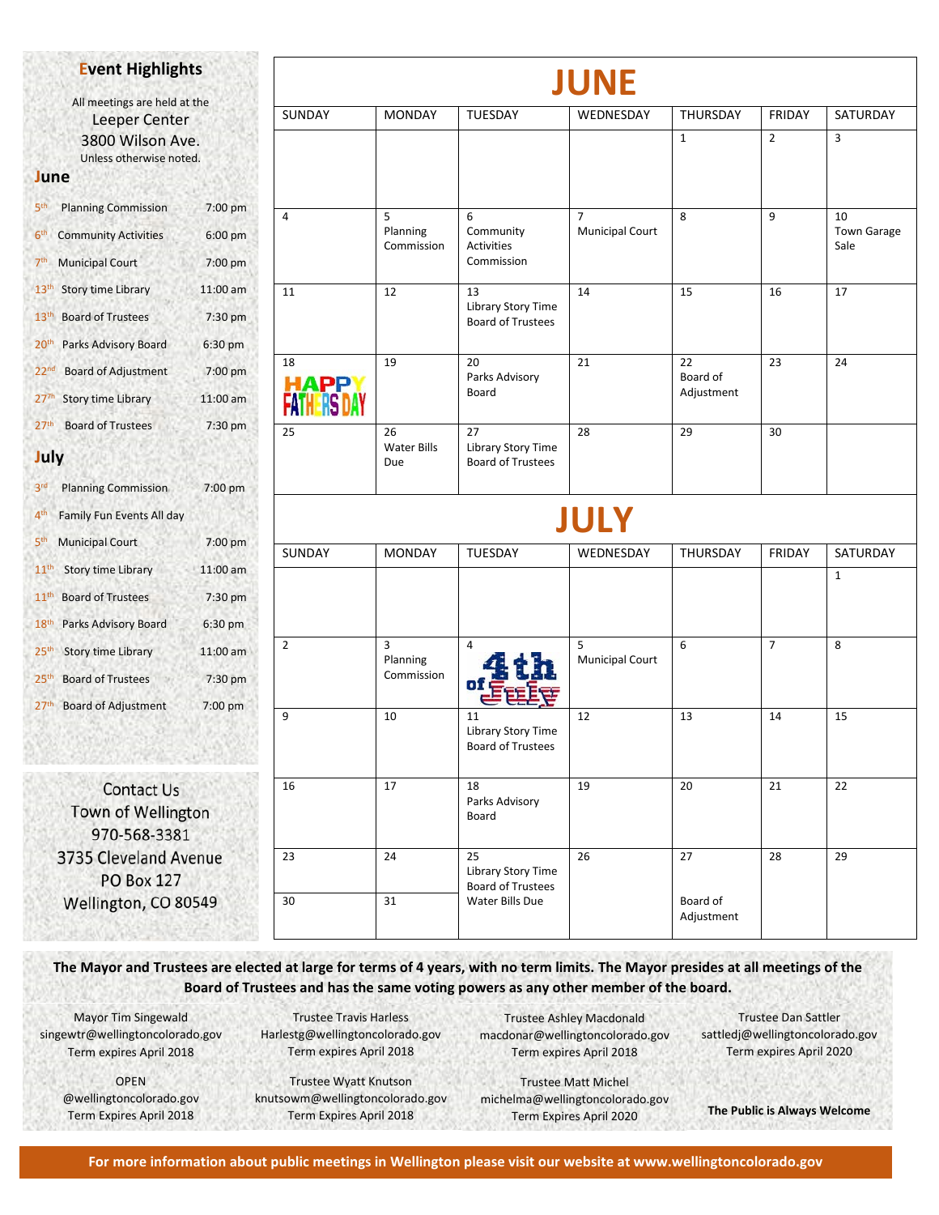## Event Highlights

All meetings are held at the
Leeper Center
3800 Wilson Ave.
Unless otherwise noted.

### June

| | | |
|---|---|---|
| 5th | Planning Commission | 7:00 pm |
| 6th | Community Activities | 6:00 pm |
| 7th | Municipal Court | 7:00 pm |
| 13th | Story time Library | 11:00 am |
| 13th | Board of Trustees | 7:30 pm |
| 20th | Parks Advisory Board | 6:30 pm |
| 22nd | Board of Adjustment | 7:00 pm |
| 27th | Story time Library | 11:00 am |
| 27th | Board of Trustees | 7:30 pm |

### July

| | | |
|---|---|---|
| 3rd | Planning Commission | 7:00 pm |
| 4th | Family Fun Events All day | |
| 5th | Municipal Court | 7:00 pm |
| 11th | Story time Library | 11:00 am |
| 11th | Board of Trustees | 7:30 pm |
| 18th | Parks Advisory Board | 6:30 pm |
| 25th | Story time Library | 11:00 am |
| 25th | Board of Trustees | 7:30 pm |
| 27th | Board of Adjustment | 7:00 pm |

Contact Us
Town of Wellington
970-568-3381
3735 Cleveland Avenue
PO Box 127
Wellington, CO 80549

# JUNE

| SUNDAY | MONDAY | TUESDAY | WEDNESDAY | THURSDAY | FRIDAY | SATURDAY |
|---|---|---|---|---|---|---|
| | | | | 1 | 2 | 3 |
| 4 | 5 Planning Commission | 6 Community Activities Commission | 7 Municipal Court | 8 | 9 | 10 Town Garage Sale |
| 11 | 12 | 13 Library Story Time Board of Trustees | 14 | 15 | 16 | 17 |
| 18 HAPPY FATHERS DAY | 19 | 20 Parks Advisory Board | 21 | 22 Board of Adjustment | 23 | 24 |
| 25 | 26 Water Bills Due | 27 Library Story Time Board of Trustees | 28 | 29 | 30 | |

# JULY

| SUNDAY | MONDAY | TUESDAY | WEDNESDAY | THURSDAY | FRIDAY | SATURDAY |
|---|---|---|---|---|---|---|
| | | | | | | 1 |
| 2 | 3 Planning Commission | 4 4th of July | 5 Municipal Court | 6 | 7 | 8 |
| 9 | 10 | 11 Library Story Time Board of Trustees | 12 | 13 | 14 | 15 |
| 16 | 17 | 18 Parks Advisory Board | 19 | 20 | 21 | 22 |
| 23 | 24 | 25 Library Story Time Board of Trustees Water Bills Due | 26 | 27 Board of Adjustment | 28 | 29 |
| 30 | 31 | | | | | |

**The Mayor and Trustees are elected at large for terms of 4 years, with no term limits. The Mayor presides at all meetings of the Board of Trustees and has the same voting powers as any other member of the board.**

Mayor Tim Singewald
singewtr@wellingtoncolorado.gov
Term expires April 2018

Trustee Travis Harless
Harlestg@wellingtoncolorado.gov
Term expires April 2018

Trustee Ashley Macdonald
macdonar@wellingtoncolorado.gov
Term expires April 2018

Trustee Dan Sattler
sattledj@wellingtoncolorado.gov
Term expires April 2020

OPEN
@wellingtoncolorado.gov
Term Expires April 2018

Trustee Wyatt Knutson
knutsowm@wellingtoncolorado.gov
Term Expires April 2018

Trustee Matt Michel
michelma@wellingtoncolorado.gov
Term Expires April 2020

**The Public is Always Welcome**

**For more information about public meetings in Wellington please visit our website at www.wellingtoncolorado.gov**